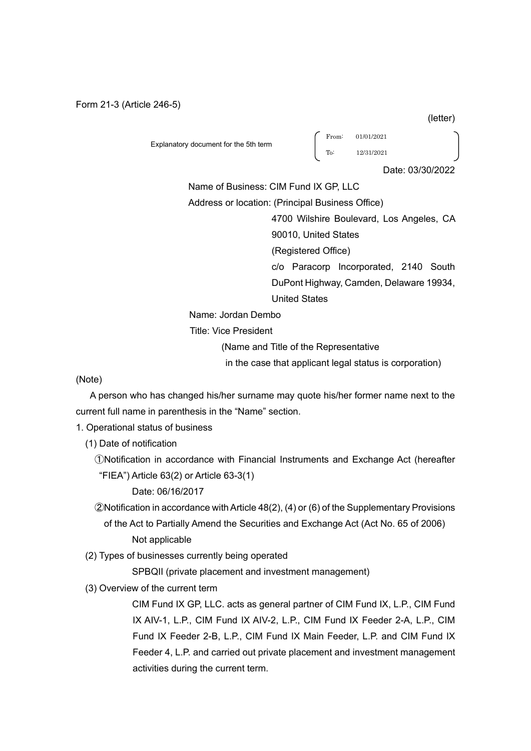Form 21-3 (Article 246-5)

(letter)

Explanatory document for the 5th term (From: 01/01/2021 To: 12/31/2021)

Date: 03/30/2022

Name of Business: CIM Fund IX GP, LLC

Address or location: (Principal Business Office)

4700 Wilshire Boulevard, Los Angeles, CA 90010, United States

(Registered Office)

c/o Paracorp Incorporated, 2140 South DuPont Highway, Camden, Delaware 19934, United States

Name: Jordan Dembo

Title: Vice President

(Name and Title of the Representative in the case that applicant legal status is corporation)

(Note)

A person who has changed his/her surname may quote his/her former name next to the current full name in parenthesis in the "Name" section.

1. Operational status of business

(1) Date of notification

①Notification in accordance with Financial Instruments and Exchange Act (hereafter "FIEA") Article 63(2) or Article 63-3(1)

Date: 06/16/2017

②Notification in accordance with Article 48(2), (4) or (6) of the Supplementary Provisions of the Act to Partially Amend the Securities and Exchange Act (Act No. 65 of 2006)

Not applicable

(2) Types of businesses currently being operated

SPBQII (private placement and investment management)

(3) Overview of the current term

CIM Fund IX GP, LLC. acts as general partner of CIM Fund IX, L.P., CIM Fund IX AIV-1, L.P., CIM Fund IX AIV-2, L.P., CIM Fund IX Feeder 2-A, L.P., CIM Fund IX Feeder 2-B, L.P., CIM Fund IX Main Feeder, L.P. and CIM Fund IX Feeder 4, L.P. and carried out private placement and investment management activities during the current term.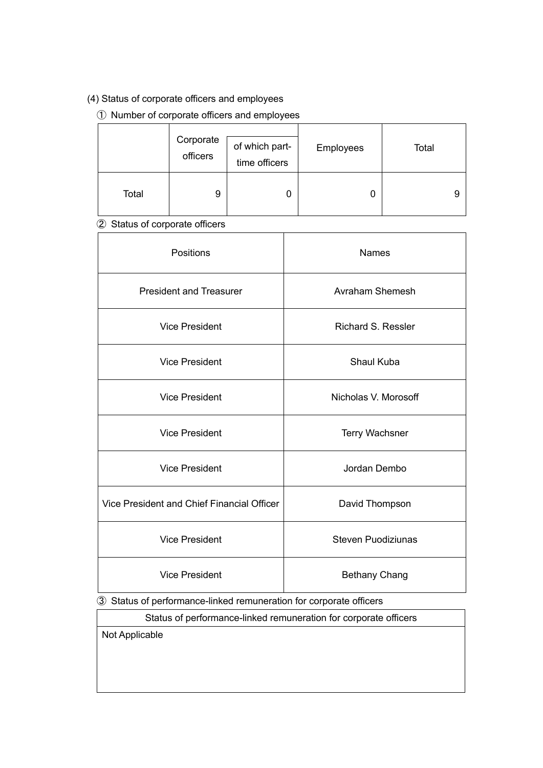(4) Status of corporate officers and employees

① Number of corporate officers and employees

| | Corporate officers | of which part-time officers | Employees | Total |
|---|---|---|---|---|
| Total | 9 | 0 | 0 | 9 |

② Status of corporate officers

| Positions | Names |
|---|---|
| President and Treasurer | Avraham Shemesh |
| Vice President | Richard S. Ressler |
| Vice President | Shaul Kuba |
| Vice President | Nicholas V. Morosoff |
| Vice President | Terry Wachsner |
| Vice President | Jordan Dembo |
| Vice President and Chief Financial Officer | David Thompson |
| Vice President | Steven Puodiziunas |
| Vice President | Bethany Chang |

③ Status of performance-linked remuneration for corporate officers

| Status of performance-linked remuneration for corporate officers |
|---|
| Not Applicable |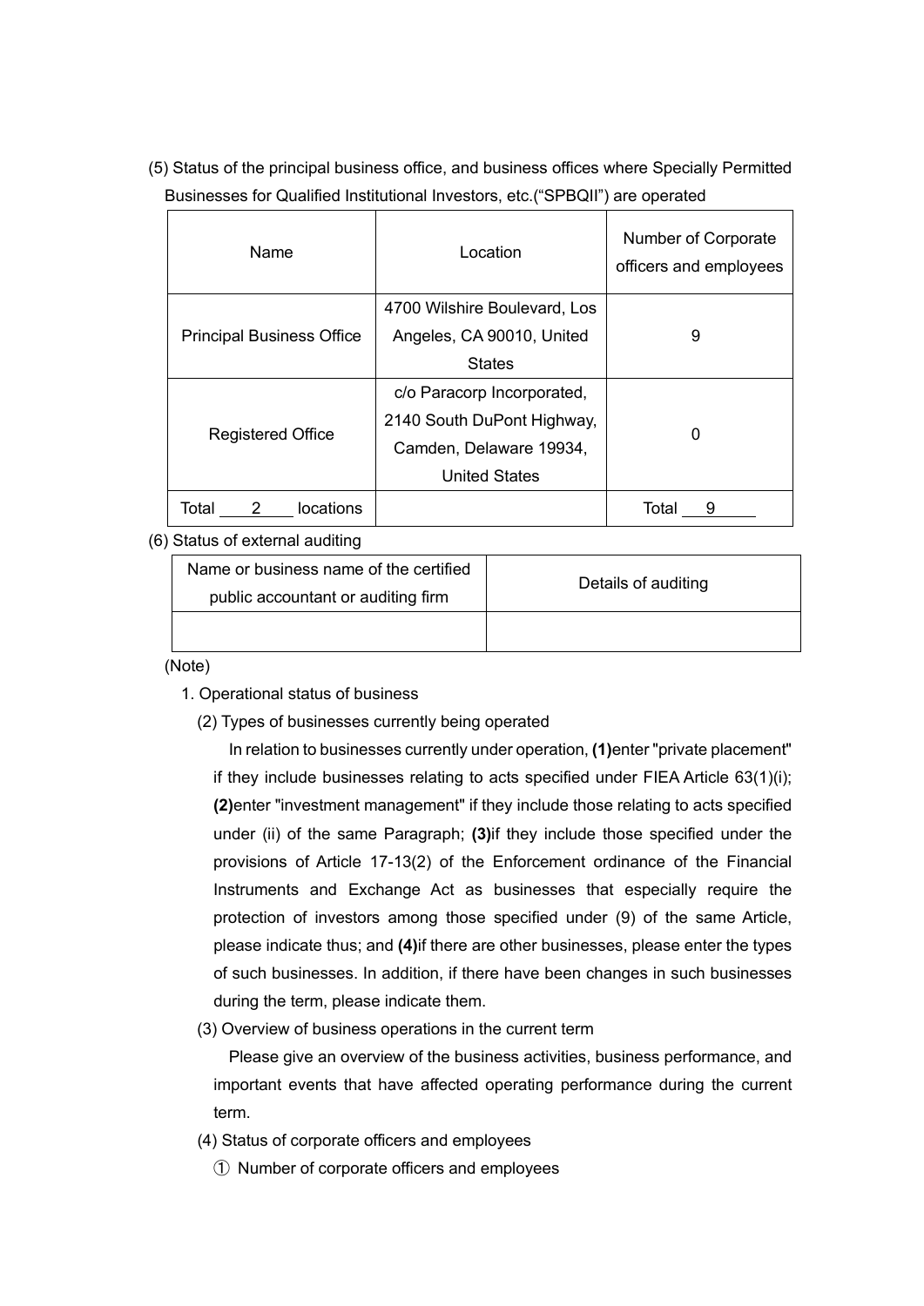(5) Status of the principal business office, and business offices where Specially Permitted Businesses for Qualified Institutional Investors, etc.("SPBQII") are operated

| Name | Location | Number of Corporate officers and employees |
|---|---|---|
| Principal Business Office | 4700 Wilshire Boulevard, Los Angeles, CA 90010, United States | 9 |
| Registered Office | c/o Paracorp Incorporated, 2140 South DuPont Highway, Camden, Delaware 19934, United States | 0 |
| Total 2 locations | | Total 9 |

(6) Status of external auditing

| Name or business name of the certified public accountant or auditing firm | Details of auditing |
|---|---|
| | |

(Note)

1. Operational status of business

(2) Types of businesses currently being operated

In relation to businesses currently under operation, **(1)**enter "private placement" if they include businesses relating to acts specified under FIEA Article 63(1)(i); **(2)**enter "investment management" if they include those relating to acts specified under (ii) of the same Paragraph; **(3)**if they include those specified under the provisions of Article 17-13(2) of the Enforcement ordinance of the Financial Instruments and Exchange Act as businesses that especially require the protection of investors among those specified under (9) of the same Article, please indicate thus; and **(4)**if there are other businesses, please enter the types of such businesses. In addition, if there have been changes in such businesses during the term, please indicate them.

(3) Overview of business operations in the current term

Please give an overview of the business activities, business performance, and important events that have affected operating performance during the current term.

(4) Status of corporate officers and employees

① Number of corporate officers and employees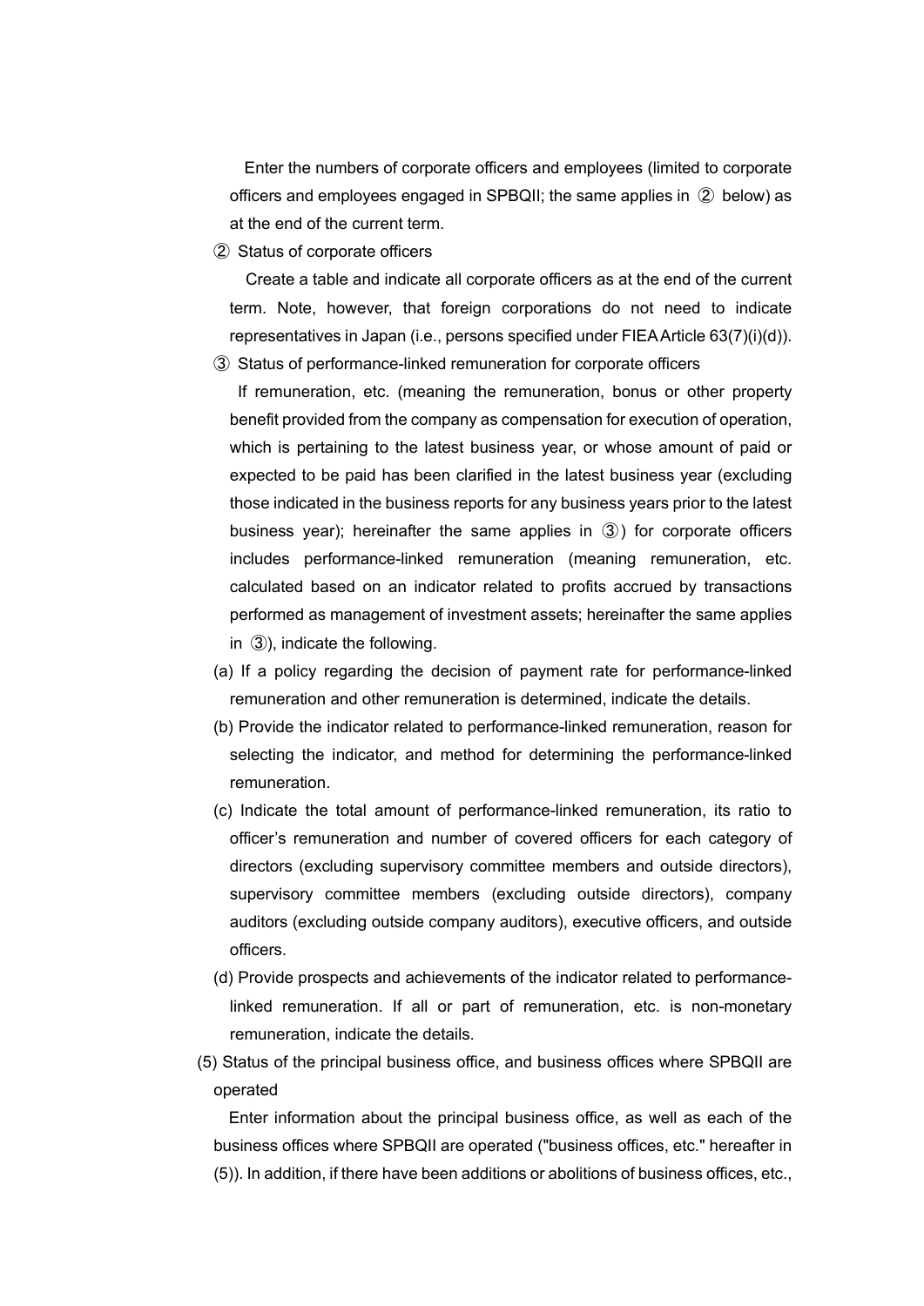Enter the numbers of corporate officers and employees (limited to corporate officers and employees engaged in SPBQII; the same applies in ② below) as at the end of the current term.

② Status of corporate officers

Create a table and indicate all corporate officers as at the end of the current term. Note, however, that foreign corporations do not need to indicate representatives in Japan (i.e., persons specified under FIEA Article 63(7)(i)(d)).

③ Status of performance-linked remuneration for corporate officers

If remuneration, etc. (meaning the remuneration, bonus or other property benefit provided from the company as compensation for execution of operation, which is pertaining to the latest business year, or whose amount of paid or expected to be paid has been clarified in the latest business year (excluding those indicated in the business reports for any business years prior to the latest business year); hereinafter the same applies in ③) for corporate officers includes performance-linked remuneration (meaning remuneration, etc. calculated based on an indicator related to profits accrued by transactions performed as management of investment assets; hereinafter the same applies in ③), indicate the following.

(a) If a policy regarding the decision of payment rate for performance-linked remuneration and other remuneration is determined, indicate the details.

(b) Provide the indicator related to performance-linked remuneration, reason for selecting the indicator, and method for determining the performance-linked remuneration.

(c) Indicate the total amount of performance-linked remuneration, its ratio to officer's remuneration and number of covered officers for each category of directors (excluding supervisory committee members and outside directors), supervisory committee members (excluding outside directors), company auditors (excluding outside company auditors), executive officers, and outside officers.

(d) Provide prospects and achievements of the indicator related to performance-linked remuneration. If all or part of remuneration, etc. is non-monetary remuneration, indicate the details.

(5) Status of the principal business office, and business offices where SPBQII are operated

Enter information about the principal business office, as well as each of the business offices where SPBQII are operated ("business offices, etc." hereafter in (5)). In addition, if there have been additions or abolitions of business offices, etc.,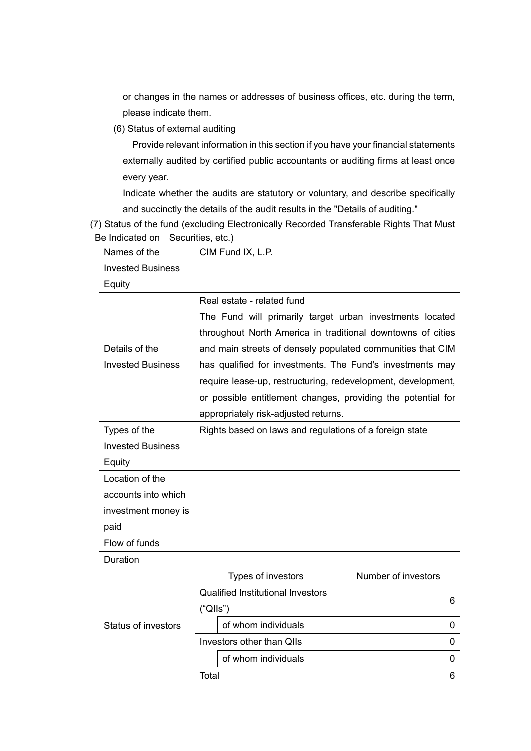or changes in the names or addresses of business offices, etc. during the term, please indicate them.

(6) Status of external auditing

Provide relevant information in this section if you have your financial statements externally audited by certified public accountants or auditing firms at least once every year.

Indicate whether the audits are statutory or voluntary, and describe specifically and succinctly the details of the audit results in the "Details of auditing."

(7) Status of the fund (excluding Electronically Recorded Transferable Rights That Must Be Indicated on Securities, etc.)

| Names of the Invested Business Equity | CIM Fund IX, L.P. | | |
|---|---|---|---|
| Details of the Invested Business | Real estate - related fund<br>The Fund will primarily target urban investments located throughout North America in traditional downtowns of cities and main streets of densely populated communities that CIM has qualified for investments. The Fund's investments may require lease-up, restructuring, redevelopment, development, or possible entitlement changes, providing the potential for appropriately risk-adjusted returns. | | |
| Types of the Invested Business Equity | Rights based on laws and regulations of a foreign state | | |
| Location of the accounts into which investment money is paid | | | |
| Flow of funds | | | |
| Duration | | | |
| Status of investors | Types of investors | | Number of investors |
| | Qualified Institutional Investors ("QIIs") | | 6 |
| | | of whom individuals | 0 |
| | Investors other than QIIs | | 0 |
| | | of whom individuals | 0 |
| | Total | | 6 |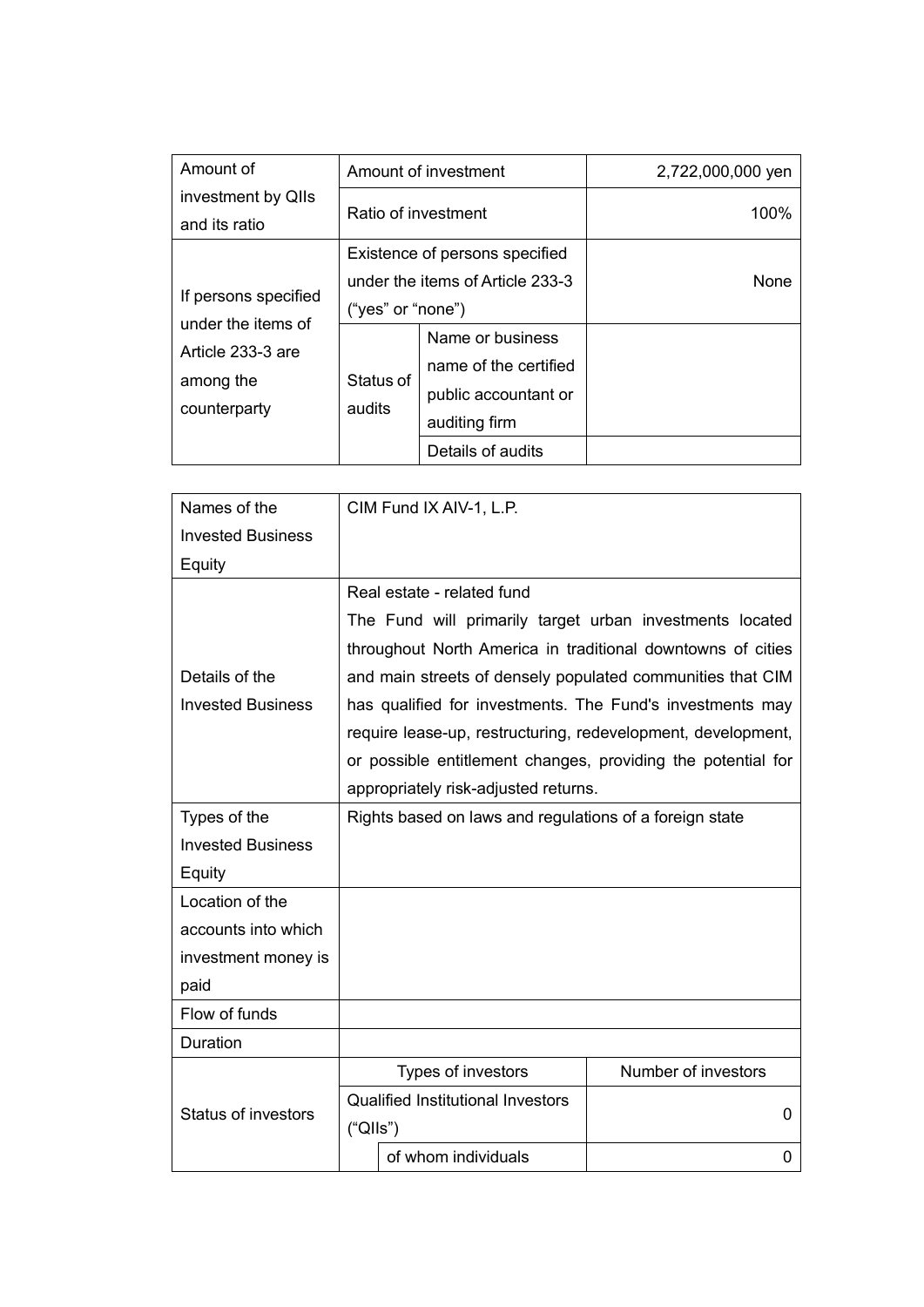| Amount of investment by QIIs and its ratio | Amount of investment | | 2,722,000,000 yen |
|---|---|---|---|
| | Ratio of investment | | 100% |
| If persons specified under the items of Article 233-3 are among the counterparty | Existence of persons specified under the items of Article 233-3 (“yes” or “none”) | | None |
| | Status of audits | Name or business name of the certified public accountant or auditing firm | |
| | | Details of audits | |

| Names of the Invested Business Equity | CIM Fund IX AIV-1, L.P. | | |
|---|---|---|---|
| Details of the Invested Business | Real estate - related fund<br>The Fund will primarily target urban investments located throughout North America in traditional downtowns of cities and main streets of densely populated communities that CIM has qualified for investments. The Fund's investments may require lease-up, restructuring, redevelopment, development, or possible entitlement changes, providing the potential for appropriately risk-adjusted returns. | | |
| Types of the Invested Business Equity | Rights based on laws and regulations of a foreign state | | |
| Location of the accounts into which investment money is paid | | | |
| Flow of funds | | | |
| Duration | | | |
| Status of investors | Types of investors | | Number of investors |
| | Qualified Institutional Investors (“QIIs”) | | 0 |
| | | of whom individuals | 0 |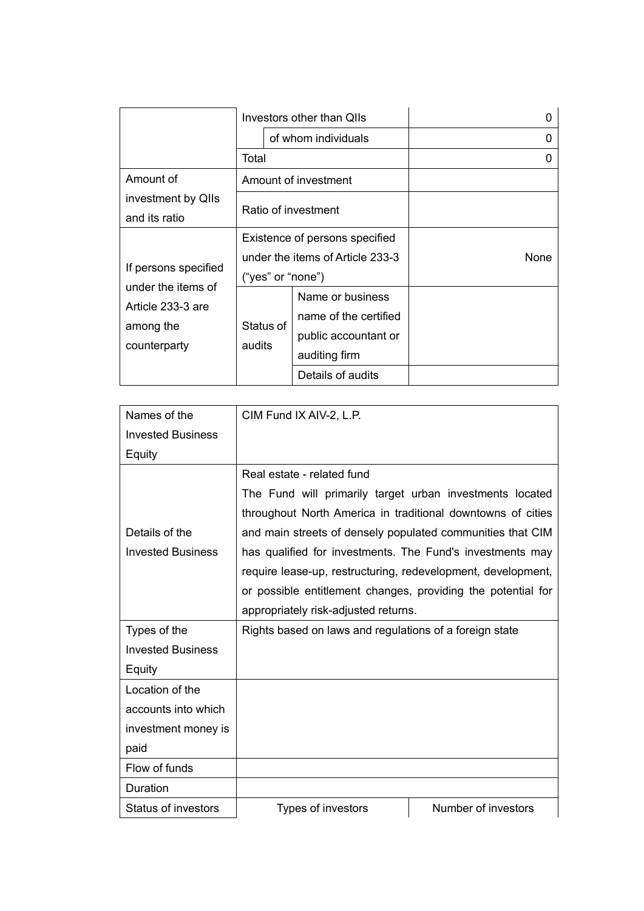| | | | |
|---|---|---|---|
| | Investors other than QIIs | | 0 |
| | | of whom individuals | 0 |
| | Total | | 0 |
| Amount of investment by QIIs and its ratio | Amount of investment | | |
| | Ratio of investment | | |
| If persons specified under the items of Article 233-3 are among the counterparty | Existence of persons specified under the items of Article 233-3 (“yes” or “none”) | | None |
| | Status of audits | Name or business name of the certified public accountant or auditing firm | |
| | | Details of audits | |

| | | |
|---|---|---|
| Names of the Invested Business Equity | CIM Fund IX AIV-2, L.P. | |
| Details of the Invested Business | Real estate - related fund<br>The Fund will primarily target urban investments located throughout North America in traditional downtowns of cities and main streets of densely populated communities that CIM has qualified for investments. The Fund's investments may require lease-up, restructuring, redevelopment, development, or possible entitlement changes, providing the potential for appropriately risk-adjusted returns. | |
| Types of the Invested Business Equity | Rights based on laws and regulations of a foreign state | |
| Location of the accounts into which investment money is paid | | |
| Flow of funds | | |
| Duration | | |
| Status of investors | Types of investors | Number of investors |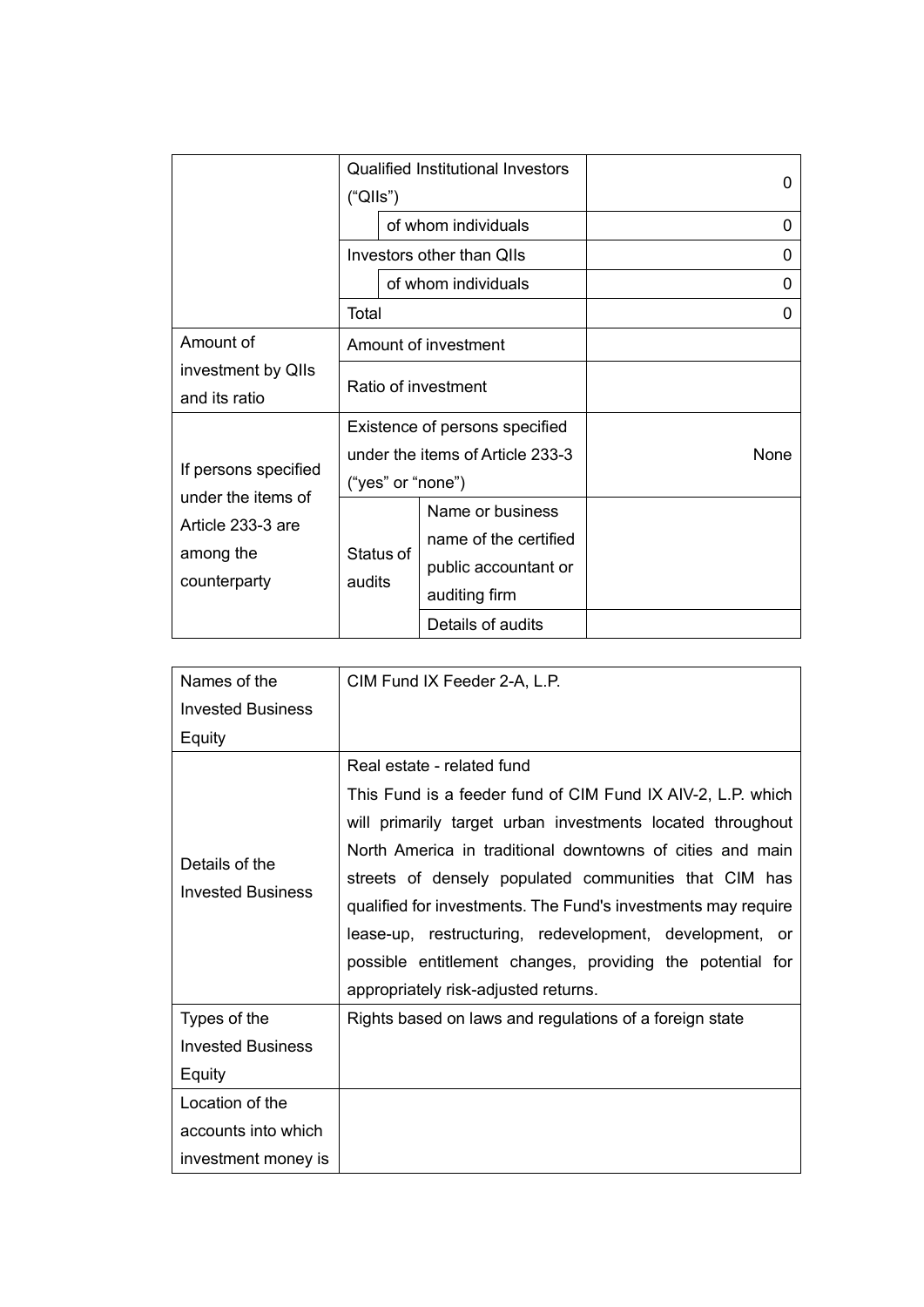| | | | |
|---|---|---|---|
| | Qualified Institutional Investors ("QIIs") | | 0 |
| | | of whom individuals | 0 |
| | Investors other than QIIs | | 0 |
| | | of whom individuals | 0 |
| | Total | | 0 |
| Amount of investment by QIIs and its ratio | Amount of investment | | |
| | Ratio of investment | | |
| If persons specified under the items of Article 233-3 are among the counterparty | Existence of persons specified under the items of Article 233-3 ("yes" or "none") | | None |
| | Status of audits | Name or business name of the certified public accountant or auditing firm | |
| | | Details of audits | |

| | |
|---|---|
| Names of the Invested Business Equity | CIM Fund IX Feeder 2-A, L.P. |
| Details of the Invested Business | Real estate - related fund<br>This Fund is a feeder fund of CIM Fund IX AIV-2, L.P. which will primarily target urban investments located throughout North America in traditional downtowns of cities and main streets of densely populated communities that CIM has qualified for investments. The Fund's investments may require lease-up, restructuring, redevelopment, development, or possible entitlement changes, providing the potential for appropriately risk-adjusted returns. |
| Types of the Invested Business Equity | Rights based on laws and regulations of a foreign state |
| Location of the accounts into which investment money is | |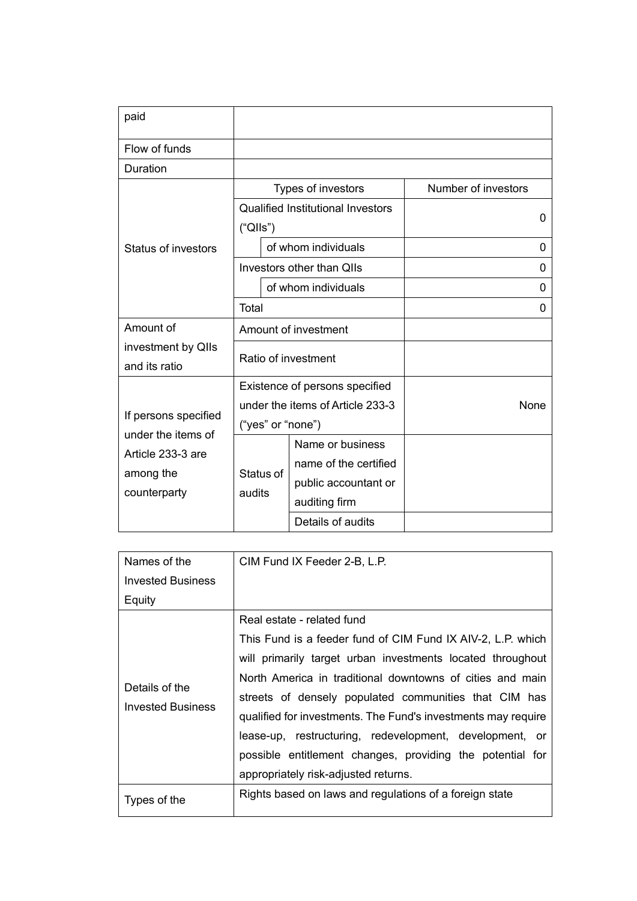| paid | | | |
|---|---|---|---|
| Flow of funds | | | |
| Duration | | | |
| Status of investors | Types of investors | | Number of investors |
| | Qualified Institutional Investors (“QIIs”) | | 0 |
| | | of whom individuals | 0 |
| | Investors other than QIIs | | 0 |
| | | of whom individuals | 0 |
| | Total | | 0 |
| Amount of investment by QIIs and its ratio | Amount of investment | | |
| | Ratio of investment | | |
| If persons specified under the items of Article 233-3 are among the counterparty | Existence of persons specified under the items of Article 233-3 (“yes” or “none”) | | None |
| | Status of audits | Name or business name of the certified public accountant or auditing firm | |
| | | Details of audits | |

| Names of the Invested Business Equity | CIM Fund IX Feeder 2-B, L.P. |
|---|---|
| Details of the Invested Business | Real estate - related fund<br>This Fund is a feeder fund of CIM Fund IX AIV-2, L.P. which will primarily target urban investments located throughout North America in traditional downtowns of cities and main streets of densely populated communities that CIM has qualified for investments. The Fund's investments may require lease-up, restructuring, redevelopment, development, or possible entitlement changes, providing the potential for appropriately risk-adjusted returns. |
| Types of the | Rights based on laws and regulations of a foreign state |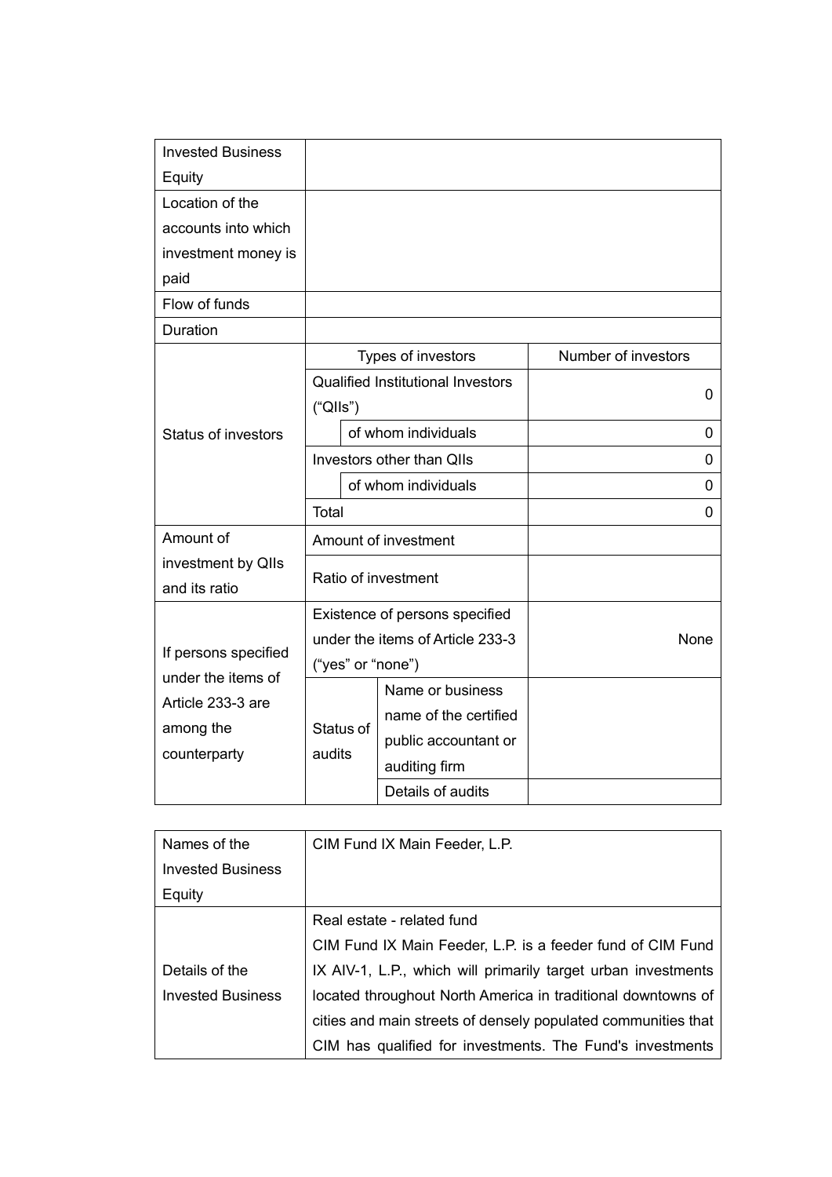| Invested Business Equity | | | |
|---|---|---|---|
| Location of the accounts into which investment money is paid | | | |
| Flow of funds | | | |
| Duration | | | |
| Status of investors | Types of investors | | Number of investors |
| | Qualified Institutional Investors (“QIIs”) | | 0 |
| | | of whom individuals | 0 |
| | Investors other than QIIs | | 0 |
| | | of whom individuals | 0 |
| | Total | | 0 |
| Amount of investment by QIIs and its ratio | Amount of investment | | |
| | Ratio of investment | | |
| If persons specified under the items of Article 233-3 are among the counterparty | Existence of persons specified under the items of Article 233-3 (“yes” or “none”) | | None |
| | Status of audits | Name or business name of the certified public accountant or auditing firm | |
| | | Details of audits | |

| Names of the Invested Business Equity | CIM Fund IX Main Feeder, L.P. |
|---|---|
| Details of the Invested Business | Real estate - related fund<br>CIM Fund IX Main Feeder, L.P. is a feeder fund of CIM Fund IX AIV-1, L.P., which will primarily target urban investments located throughout North America in traditional downtowns of cities and main streets of densely populated communities that CIM has qualified for investments. The Fund's investments |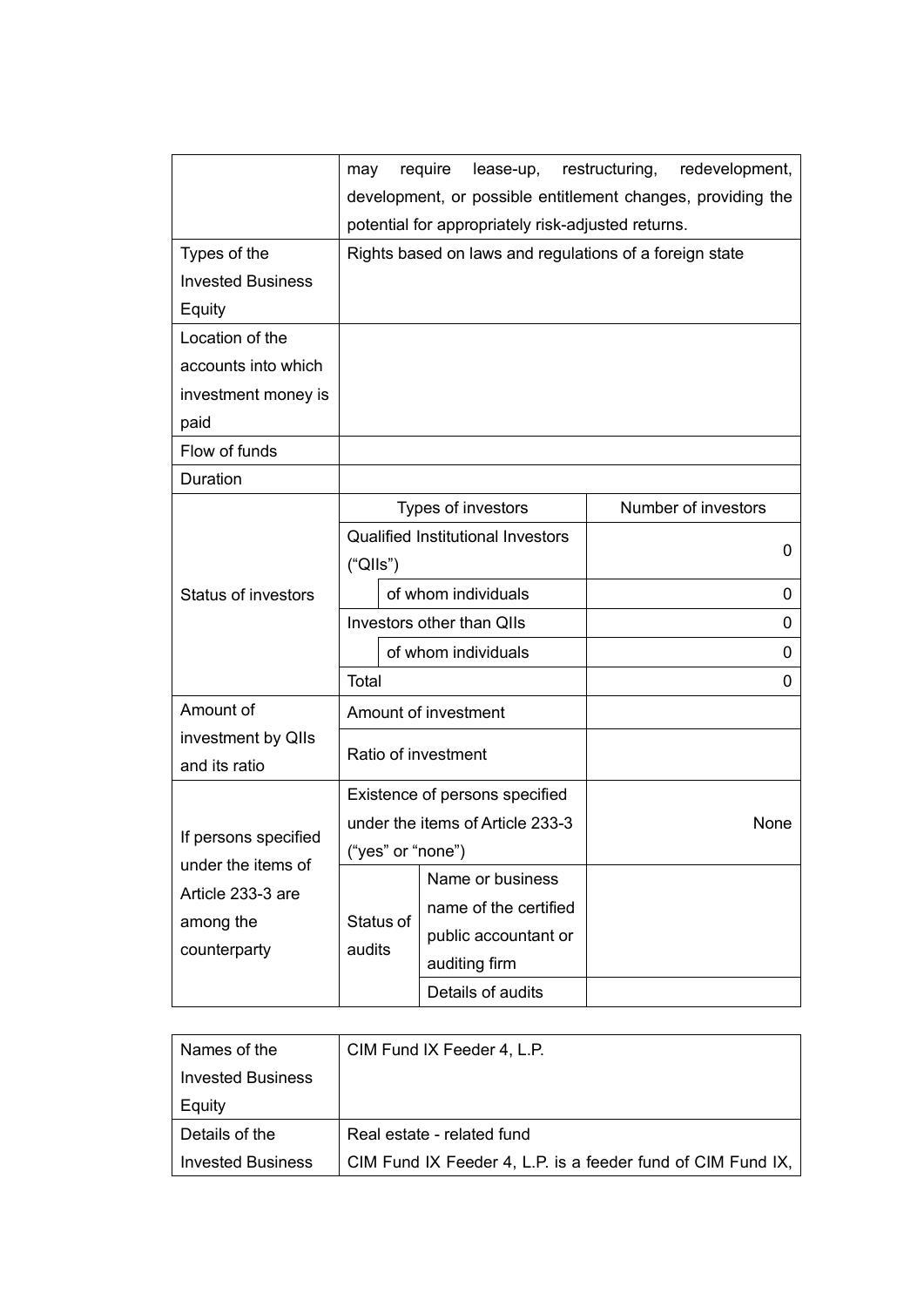|  |  |  |  |
|---|---|---|---|
|  | may require lease-up, restructuring, redevelopment, development, or possible entitlement changes, providing the potential for appropriately risk-adjusted returns. | | |
| Types of the Invested Business Equity | Rights based on laws and regulations of a foreign state | | |
| Location of the accounts into which investment money is paid |  | | |
| Flow of funds |  | | |
| Duration |  | | |
| Status of investors | Types of investors | | Number of investors |
|  | Qualified Institutional Investors (“QIIs”) | | 0 |
|  |  | of whom individuals | 0 |
|  | Investors other than QIIs | | 0 |
|  |  | of whom individuals | 0 |
|  | Total | | 0 |
| Amount of investment by QIIs and its ratio | Amount of investment | |  |
|  | Ratio of investment | |  |
| If persons specified under the items of Article 233-3 are among the counterparty | Existence of persons specified under the items of Article 233-3 (“yes” or “none”) | | None |
|  | Status of audits | Name or business name of the certified public accountant or auditing firm |  |
|  |  | Details of audits |  |

|  |  |
|---|---|
| Names of the Invested Business Equity | CIM Fund IX Feeder 4, L.P. |
| Details of the Invested Business | Real estate - related fund<br>CIM Fund IX Feeder 4, L.P. is a feeder fund of CIM Fund IX, |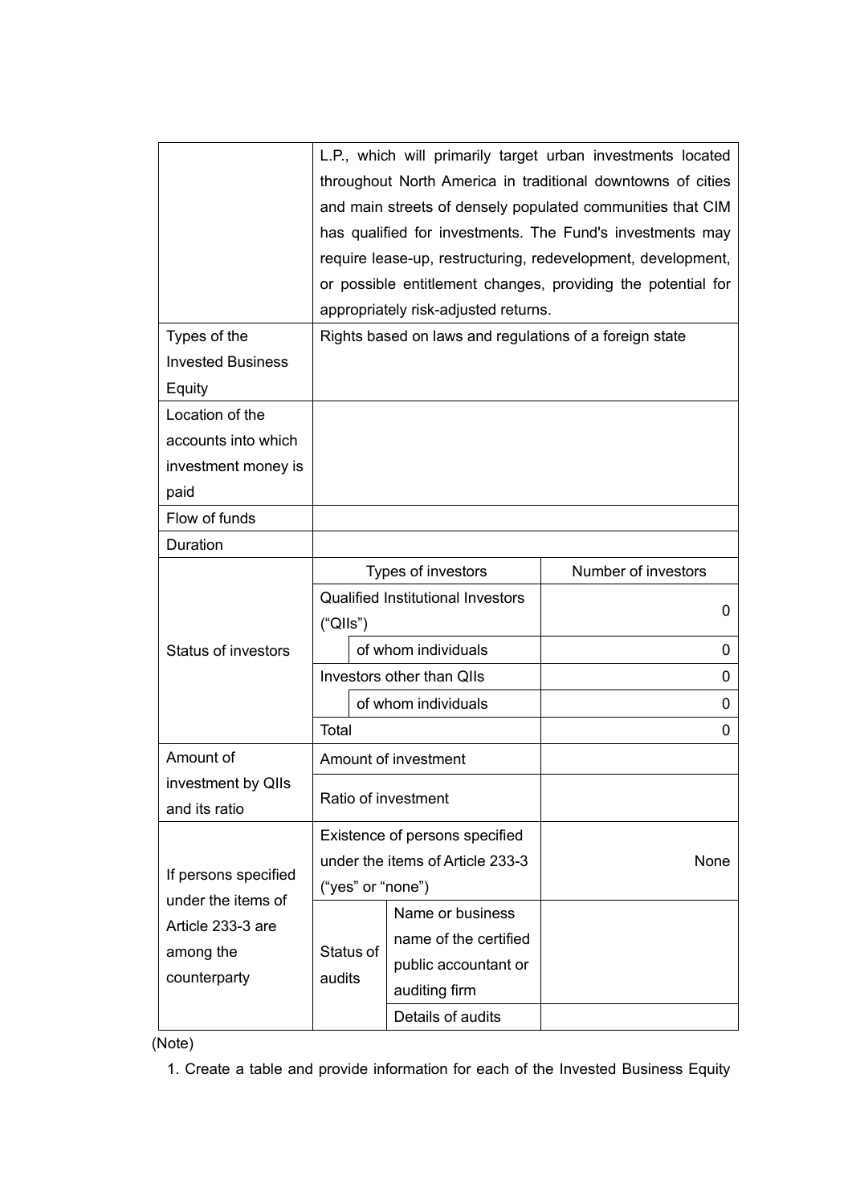| | | | |
|---|---|---|---|
| | L.P., which will primarily target urban investments located throughout North America in traditional downtowns of cities and main streets of densely populated communities that CIM has qualified for investments. The Fund's investments may require lease-up, restructuring, redevelopment, development, or possible entitlement changes, providing the potential for appropriately risk-adjusted returns. | | |
| Types of the Invested Business Equity | Rights based on laws and regulations of a foreign state | | |
| Location of the accounts into which investment money is paid | | | |
| Flow of funds | | | |
| Duration | | | |
| Status of investors | Types of investors | | Number of investors |
| | Qualified Institutional Investors (“QIIs”) | | 0 |
| | | of whom individuals | 0 |
| | Investors other than QIIs | | 0 |
| | | of whom individuals | 0 |
| | Total | | 0 |
| Amount of investment by QIIs and its ratio | Amount of investment | | |
| | Ratio of investment | | |
| If persons specified under the items of Article 233-3 are among the counterparty | Existence of persons specified under the items of Article 233-3 (“yes” or “none”) | | None |
| | Status of audits | Name or business name of the certified public accountant or auditing firm | |
| | | Details of audits | |

(Note)

1. Create a table and provide information for each of the Invested Business Equity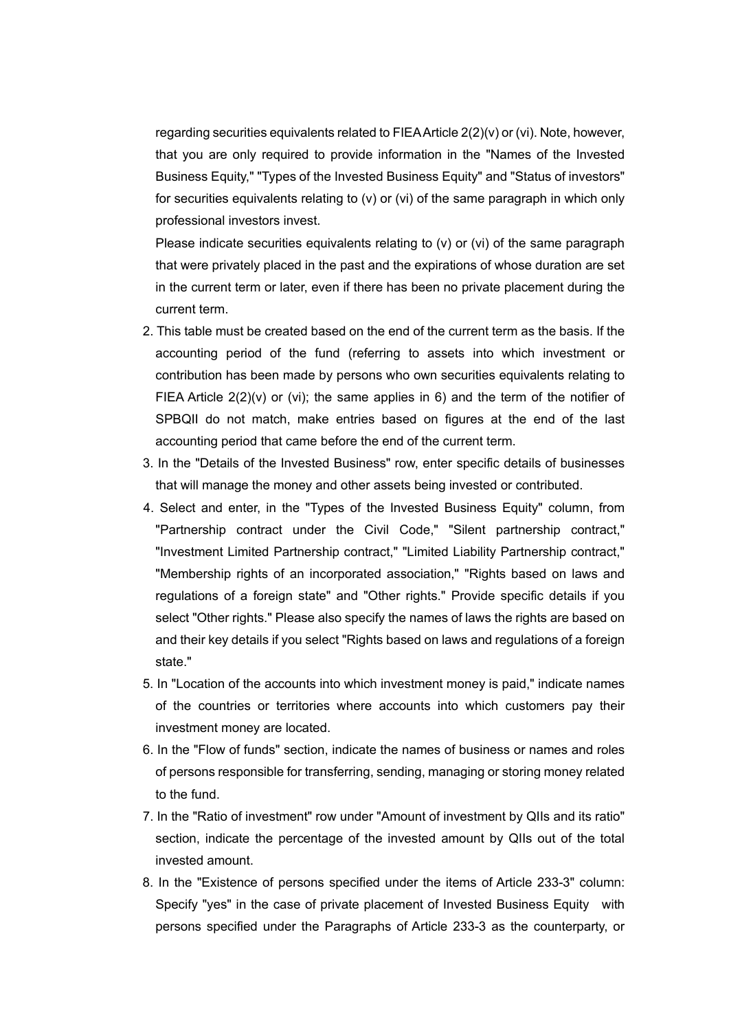regarding securities equivalents related to FIEA Article 2(2)(v) or (vi). Note, however, that you are only required to provide information in the "Names of the Invested Business Equity," "Types of the Invested Business Equity" and "Status of investors" for securities equivalents relating to (v) or (vi) of the same paragraph in which only professional investors invest.

Please indicate securities equivalents relating to (v) or (vi) of the same paragraph that were privately placed in the past and the expirations of whose duration are set in the current term or later, even if there has been no private placement during the current term.

2. This table must be created based on the end of the current term as the basis. If the accounting period of the fund (referring to assets into which investment or contribution has been made by persons who own securities equivalents relating to FIEA Article 2(2)(v) or (vi); the same applies in 6) and the term of the notifier of SPBQII do not match, make entries based on figures at the end of the last accounting period that came before the end of the current term.
3. In the "Details of the Invested Business" row, enter specific details of businesses that will manage the money and other assets being invested or contributed.
4. Select and enter, in the "Types of the Invested Business Equity" column, from "Partnership contract under the Civil Code," "Silent partnership contract," "Investment Limited Partnership contract," "Limited Liability Partnership contract," "Membership rights of an incorporated association," "Rights based on laws and regulations of a foreign state" and "Other rights." Provide specific details if you select "Other rights." Please also specify the names of laws the rights are based on and their key details if you select "Rights based on laws and regulations of a foreign state."
5. In "Location of the accounts into which investment money is paid," indicate names of the countries or territories where accounts into which customers pay their investment money are located.
6. In the "Flow of funds" section, indicate the names of business or names and roles of persons responsible for transferring, sending, managing or storing money related to the fund.
7. In the "Ratio of investment" row under "Amount of investment by QIIs and its ratio" section, indicate the percentage of the invested amount by QIIs out of the total invested amount.
8. In the "Existence of persons specified under the items of Article 233-3" column: Specify "yes" in the case of private placement of Invested Business Equity with persons specified under the Paragraphs of Article 233-3 as the counterparty, or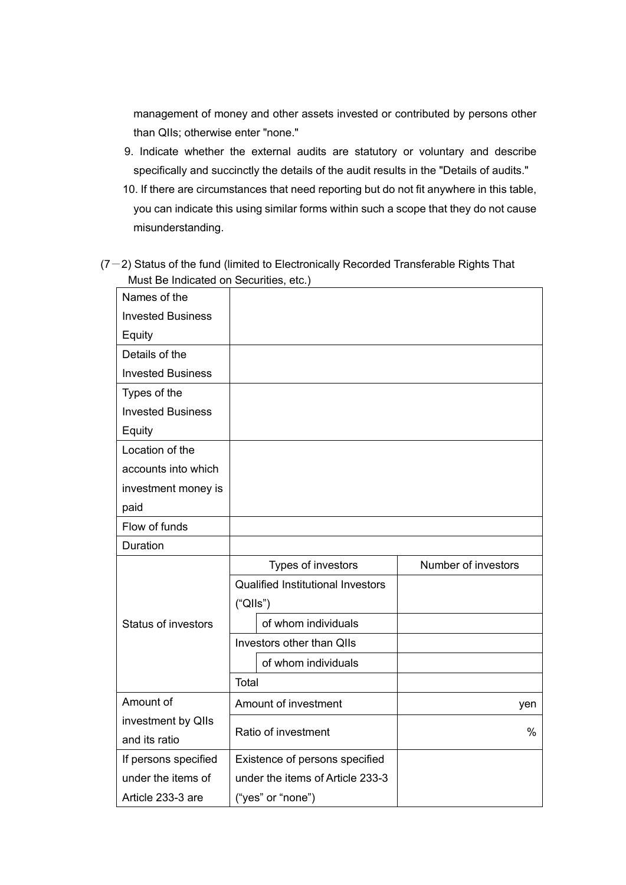management of money and other assets invested or contributed by persons other than QIIs; otherwise enter "none."

9. Indicate whether the external audits are statutory or voluntary and describe specifically and succinctly the details of the audit results in the "Details of audits."
10. If there are circumstances that need reporting but do not fit anywhere in this table, you can indicate this using similar forms within such a scope that they do not cause misunderstanding.

(7－2) Status of the fund (limited to Electronically Recorded Transferable Rights That Must Be Indicated on Securities, etc.)

| | | | |
|---|---|---|---|
| Names of the Invested Business Equity | | | |
| Details of the Invested Business | | | |
| Types of the Invested Business Equity | | | |
| Location of the accounts into which investment money is paid | | | |
| Flow of funds | | | |
| Duration | | | |
| Status of investors | Types of investors | | Number of investors |
| | Qualified Institutional Investors ("QIIs") | | |
| | | of whom individuals | |
| | Investors other than QIIs | | |
| | | of whom individuals | |
| | Total | | |
| Amount of investment by QIIs and its ratio | Amount of investment | | yen |
| | Ratio of investment | | % |
| If persons specified under the items of Article 233-3 are | Existence of persons specified under the items of Article 233-3 ("yes" or "none") | | |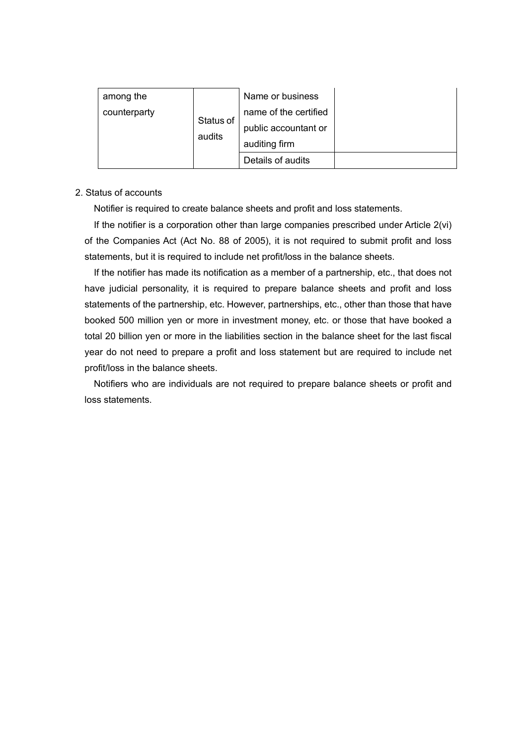| | | | |
|---|---|---|---|
| among the counterparty | Status of audits | Name or business name of the certified public accountant or auditing firm | |
| | | Details of audits | |

2. Status of accounts

Notifier is required to create balance sheets and profit and loss statements.

If the notifier is a corporation other than large companies prescribed under Article 2(vi) of the Companies Act (Act No. 88 of 2005), it is not required to submit profit and loss statements, but it is required to include net profit/loss in the balance sheets.

If the notifier has made its notification as a member of a partnership, etc., that does not have judicial personality, it is required to prepare balance sheets and profit and loss statements of the partnership, etc. However, partnerships, etc., other than those that have booked 500 million yen or more in investment money, etc. or those that have booked a total 20 billion yen or more in the liabilities section in the balance sheet for the last fiscal year do not need to prepare a profit and loss statement but are required to include net profit/loss in the balance sheets.

Notifiers who are individuals are not required to prepare balance sheets or profit and loss statements.